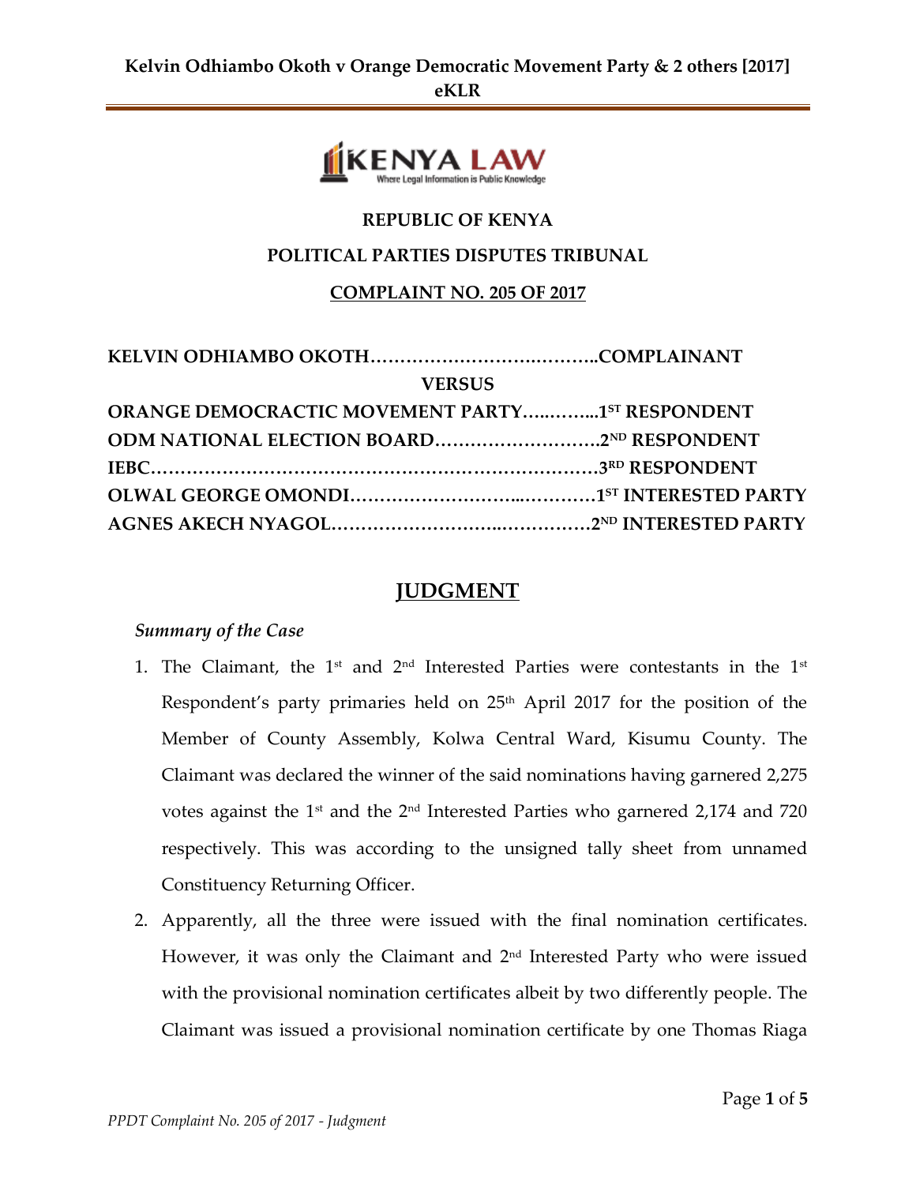**REPUBLIC OF KENYA**

**POLITICAL PARTIES DISPUTES TRIBUNAL**

**COMPLAINT NO. 205 OF 2017**

**KELVIN ODHIAMBO OKOTH……………………….………..COMPLAINANT**

**VERSUS**

**ORANGE DEMOCRACTIC MOVEMENT PARTY…..……...1ST RESPONDENT**

**ODM NATIONAL ELECTION BOARD……………………….2ND RESPONDENT**

**IEBC……………………………………………………………….3RD RESPONDENT**

**OLWAL GEORGE OMONDI……………………...…………1ST INTERESTED PARTY**

**AGNES AKECH NYAGOL……………………..……………2ND INTERESTED PARTY**

# JUDGMENT

*Summary of the Case*

1. The Claimant, the 1st and 2nd Interested Parties were contestants in the 1st Respondent's party primaries held on 25th April 2017 for the position of the Member of County Assembly, Kolwa Central Ward, Kisumu County. The Claimant was declared the winner of the said nominations having garnered 2,275 votes against the 1st and the 2nd Interested Parties who garnered 2,174 and 720 respectively. This was according to the unsigned tally sheet from unnamed Constituency Returning Officer.
2. Apparently, all the three were issued with the final nomination certificates. However, it was only the Claimant and 2nd Interested Party who were issued with the provisional nomination certificates albeit by two differently people. The Claimant was issued a provisional nomination certificate by one Thomas Riaga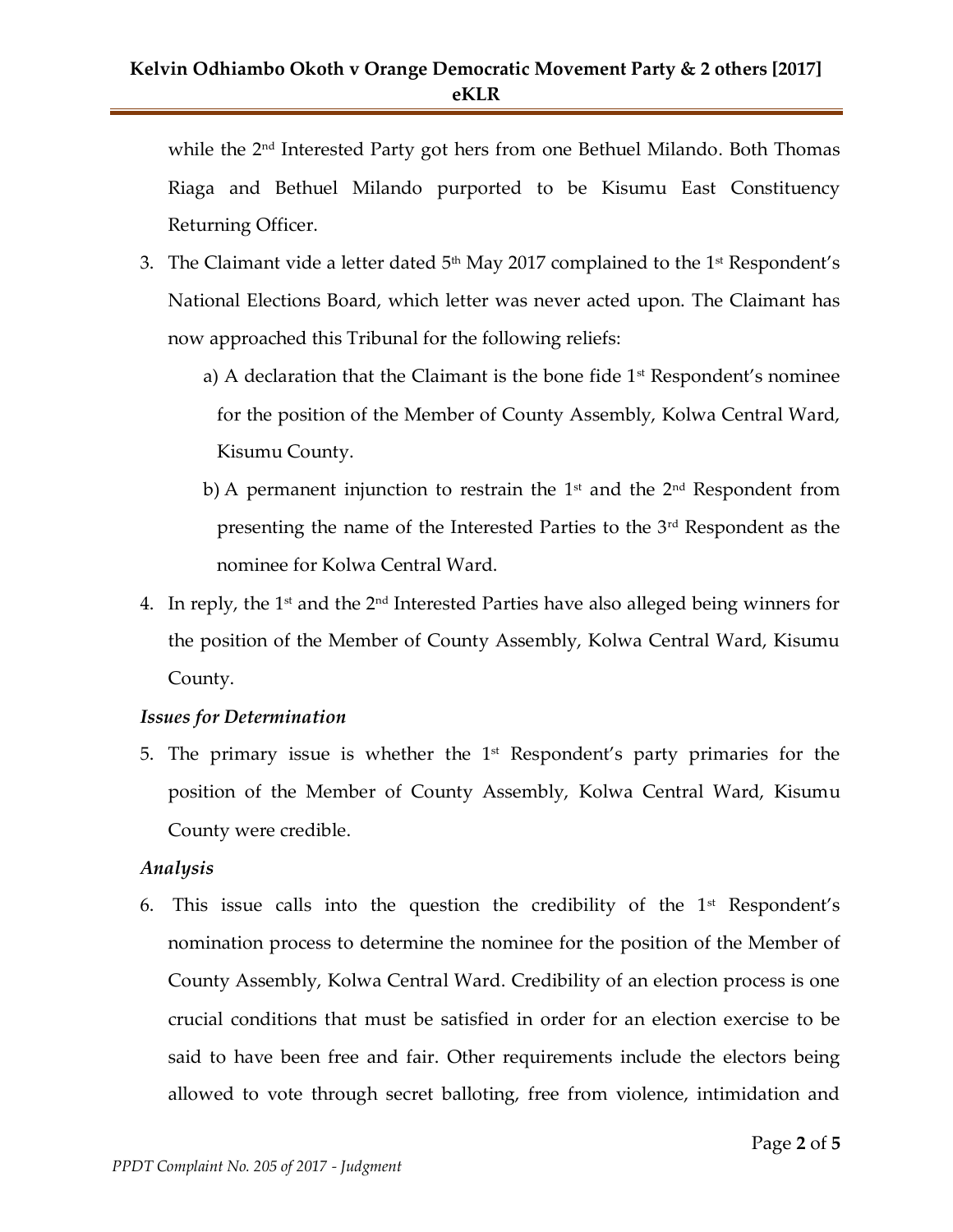while the 2nd Interested Party got hers from one Bethuel Milando. Both Thomas Riaga and Bethuel Milando purported to be Kisumu East Constituency Returning Officer.

3. The Claimant vide a letter dated 5th May 2017 complained to the 1st Respondent's National Elections Board, which letter was never acted upon. The Claimant has now approached this Tribunal for the following reliefs:

   a) A declaration that the Claimant is the bone fide 1st Respondent's nominee for the position of the Member of County Assembly, Kolwa Central Ward, Kisumu County.

   b) A permanent injunction to restrain the 1st and the 2nd Respondent from presenting the name of the Interested Parties to the 3rd Respondent as the nominee for Kolwa Central Ward.

4. In reply, the 1st and the 2nd Interested Parties have also alleged being winners for the position of the Member of County Assembly, Kolwa Central Ward, Kisumu County.

***Issues for Determination***

5. The primary issue is whether the 1st Respondent's party primaries for the position of the Member of County Assembly, Kolwa Central Ward, Kisumu County were credible.

***Analysis***

6. This issue calls into the question the credibility of the 1st Respondent's nomination process to determine the nominee for the position of the Member of County Assembly, Kolwa Central Ward. Credibility of an election process is one crucial conditions that must be satisfied in order for an election exercise to be said to have been free and fair. Other requirements include the electors being allowed to vote through secret balloting, free from violence, intimidation and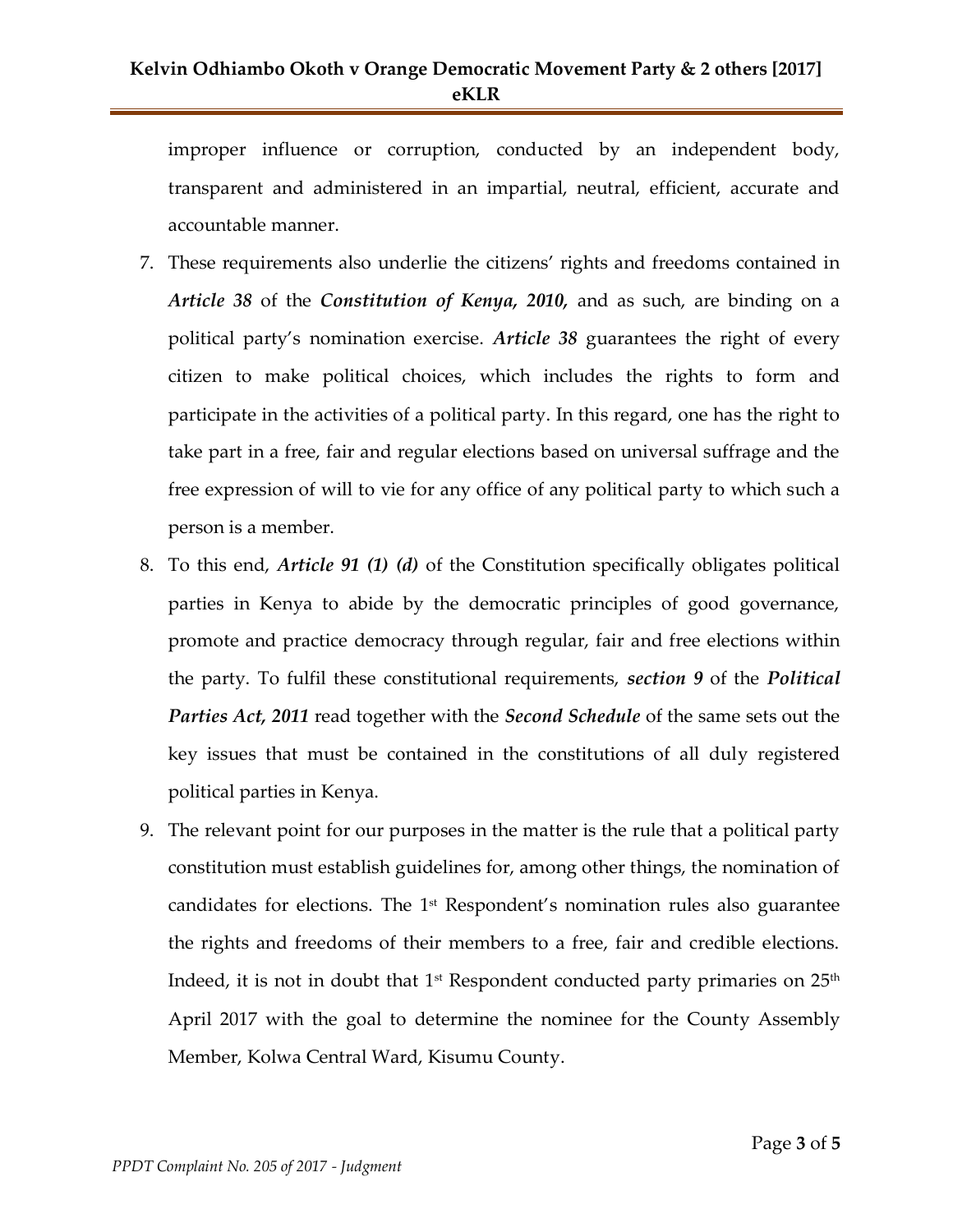improper influence or corruption, conducted by an independent body, transparent and administered in an impartial, neutral, efficient, accurate and accountable manner.

7. These requirements also underlie the citizens' rights and freedoms contained in ***Article 38*** of the ***Constitution of Kenya, 2010,*** and as such, are binding on a political party's nomination exercise. ***Article 38*** guarantees the right of every citizen to make political choices, which includes the rights to form and participate in the activities of a political party. In this regard, one has the right to take part in a free, fair and regular elections based on universal suffrage and the free expression of will to vie for any office of any political party to which such a person is a member.
8. To this end, ***Article 91 (1) (d)*** of the Constitution specifically obligates political parties in Kenya to abide by the democratic principles of good governance, promote and practice democracy through regular, fair and free elections within the party. To fulfil these constitutional requirements, ***section 9*** of the ***Political Parties Act, 2011*** read together with the ***Second Schedule*** of the same sets out the key issues that must be contained in the constitutions of all duly registered political parties in Kenya.
9. The relevant point for our purposes in the matter is the rule that a political party constitution must establish guidelines for, among other things, the nomination of candidates for elections. The 1st Respondent's nomination rules also guarantee the rights and freedoms of their members to a free, fair and credible elections. Indeed, it is not in doubt that 1st Respondent conducted party primaries on 25th April 2017 with the goal to determine the nominee for the County Assembly Member, Kolwa Central Ward, Kisumu County.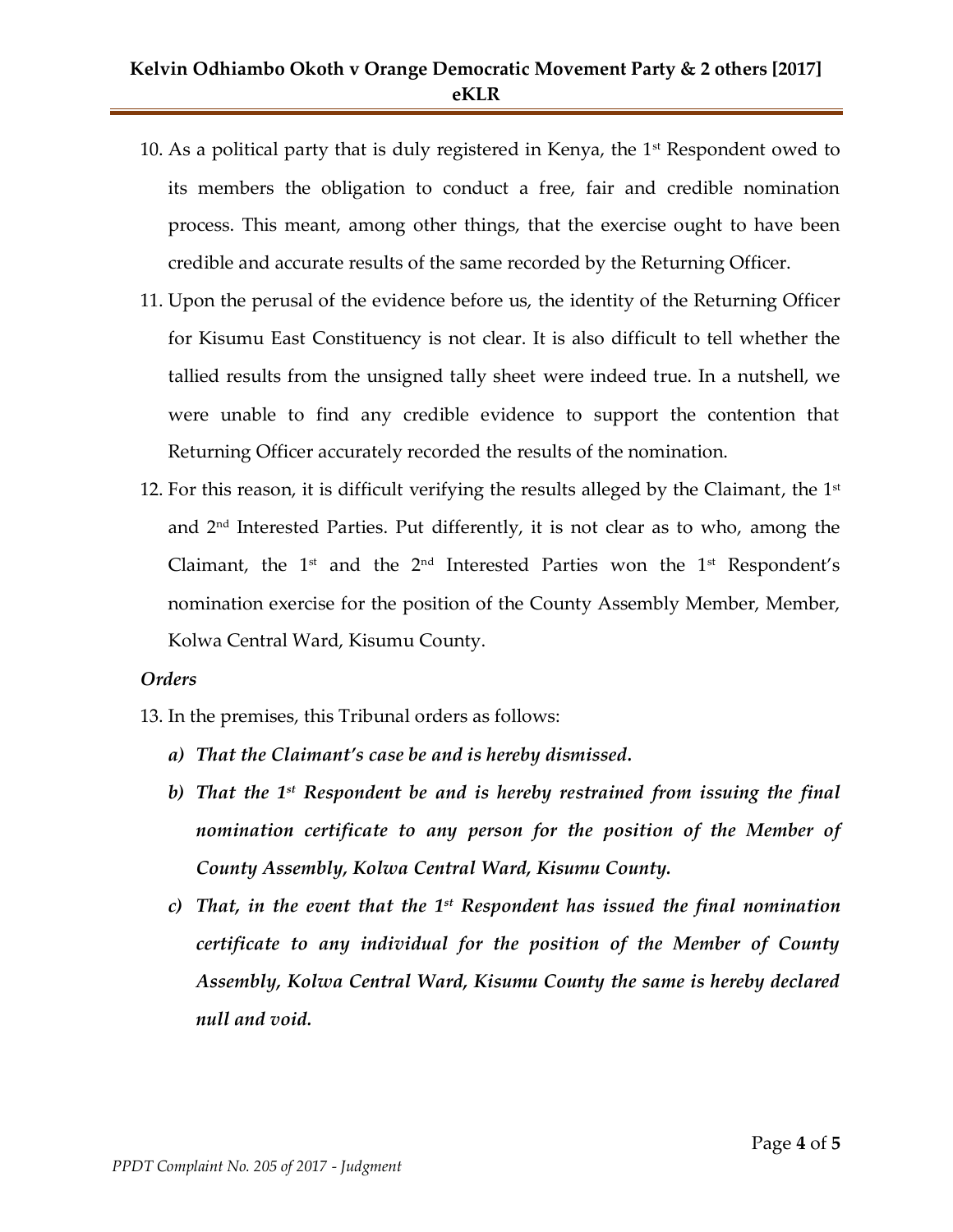10. As a political party that is duly registered in Kenya, the 1st Respondent owed to its members the obligation to conduct a free, fair and credible nomination process. This meant, among other things, that the exercise ought to have been credible and accurate results of the same recorded by the Returning Officer.
11. Upon the perusal of the evidence before us, the identity of the Returning Officer for Kisumu East Constituency is not clear. It is also difficult to tell whether the tallied results from the unsigned tally sheet were indeed true. In a nutshell, we were unable to find any credible evidence to support the contention that Returning Officer accurately recorded the results of the nomination.
12. For this reason, it is difficult verifying the results alleged by the Claimant, the 1st and 2nd Interested Parties. Put differently, it is not clear as to who, among the Claimant, the 1st and the 2nd Interested Parties won the 1st Respondent's nomination exercise for the position of the County Assembly Member, Member, Kolwa Central Ward, Kisumu County.

*Orders*

13. In the premises, this Tribunal orders as follows:
    - ***a) That the Claimant's case be and is hereby dismissed.***
    - ***b) That the 1st Respondent be and is hereby restrained from issuing the final nomination certificate to any person for the position of the Member of County Assembly, Kolwa Central Ward, Kisumu County.***
    - ***c) That, in the event that the 1st Respondent has issued the final nomination certificate to any individual for the position of the Member of County Assembly, Kolwa Central Ward, Kisumu County the same is hereby declared null and void.***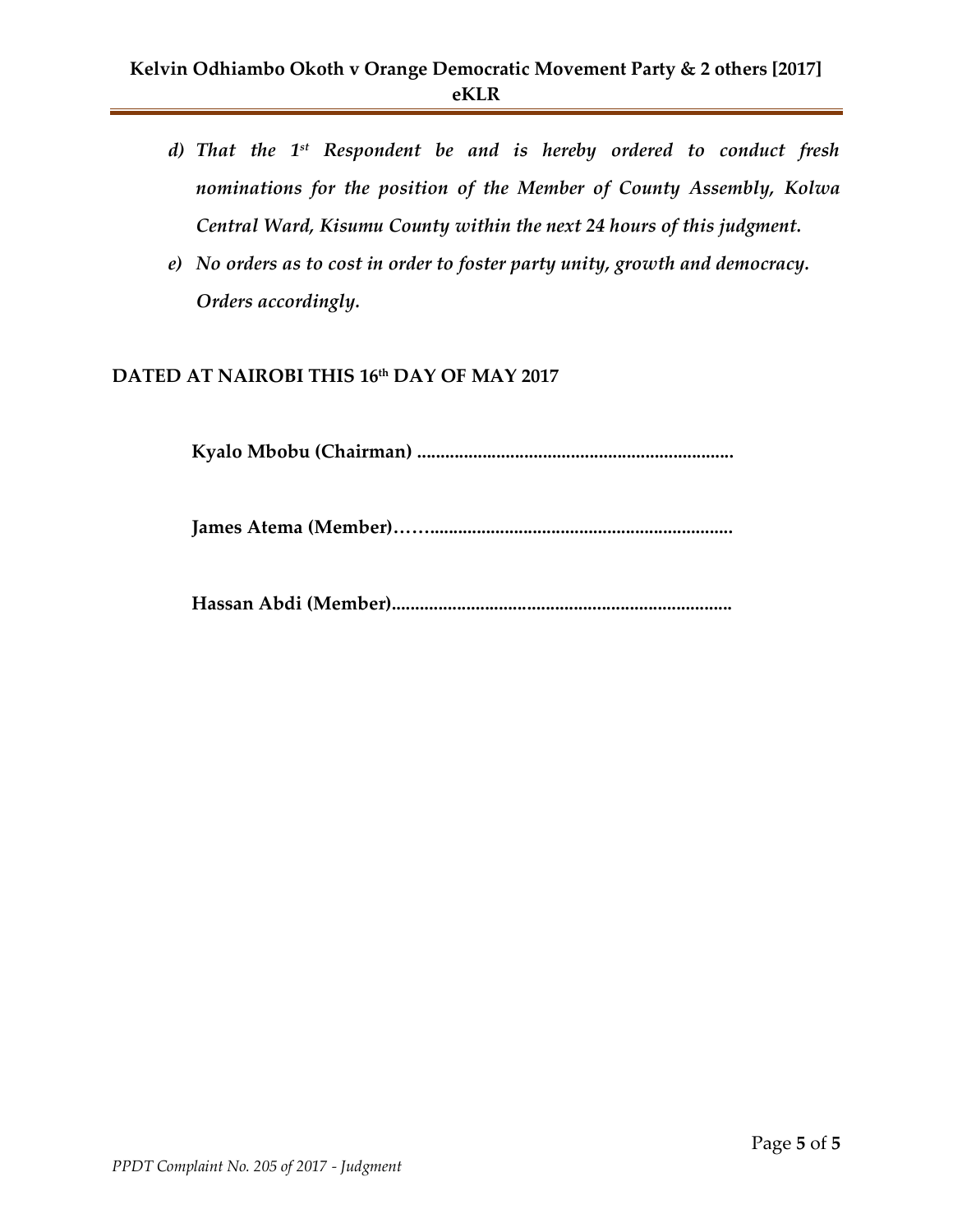*d) That the 1st Respondent be and is hereby ordered to conduct fresh nominations for the position of the Member of County Assembly, Kolwa Central Ward, Kisumu County within the next 24 hours of this judgment.*

*e) No orders as to cost in order to foster party unity, growth and democracy. Orders accordingly.*

**DATED AT NAIROBI THIS 16th DAY OF MAY 2017**

**Kyalo Mbobu (Chairman) ...................................................................**

**James Atema (Member)……...............................................................**

**Hassan Abdi (Member).........................................................................**